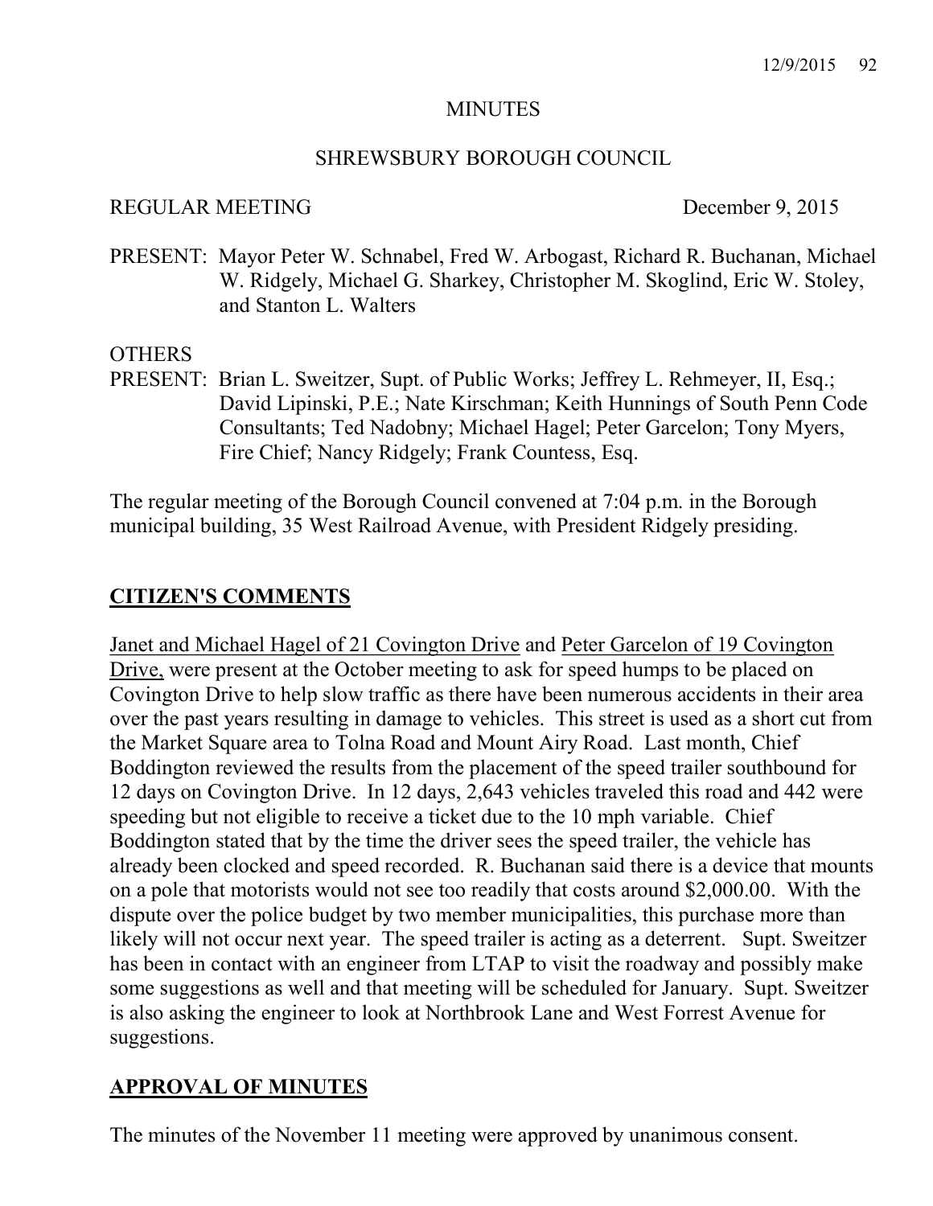MINUTES

SHREWSBURY BOROUGH COUNCIL

REGULAR MEETING December 9, 2015

PRESENT: Mayor Peter W. Schnabel, Fred W. Arbogast, Richard R. Buchanan, Michael W. Ridgely, Michael G. Sharkey, Christopher M. Skoglind, Eric W. Stoley, and Stanton L. Walters

OTHERS
PRESENT: Brian L. Sweitzer, Supt. of Public Works; Jeffrey L. Rehmeyer, II, Esq.; David Lipinski, P.E.; Nate Kirschman; Keith Hunnings of South Penn Code Consultants; Ted Nadobny; Michael Hagel; Peter Garcelon; Tony Myers, Fire Chief; Nancy Ridgely; Frank Countess, Esq.

The regular meeting of the Borough Council convened at 7:04 p.m. in the Borough municipal building, 35 West Railroad Avenue, with President Ridgely presiding.

## CITIZEN'S COMMENTS

Janet and Michael Hagel of 21 Covington Drive and Peter Garcelon of 19 Covington Drive, were present at the October meeting to ask for speed humps to be placed on Covington Drive to help slow traffic as there have been numerous accidents in their area over the past years resulting in damage to vehicles. This street is used as a short cut from the Market Square area to Tolna Road and Mount Airy Road. Last month, Chief Boddington reviewed the results from the placement of the speed trailer southbound for 12 days on Covington Drive. In 12 days, 2,643 vehicles traveled this road and 442 were speeding but not eligible to receive a ticket due to the 10 mph variable. Chief Boddington stated that by the time the driver sees the speed trailer, the vehicle has already been clocked and speed recorded. R. Buchanan said there is a device that mounts on a pole that motorists would not see too readily that costs around $2,000.00. With the dispute over the police budget by two member municipalities, this purchase more than likely will not occur next year. The speed trailer is acting as a deterrent. Supt. Sweitzer has been in contact with an engineer from LTAP to visit the roadway and possibly make some suggestions as well and that meeting will be scheduled for January. Supt. Sweitzer is also asking the engineer to look at Northbrook Lane and West Forrest Avenue for suggestions.

## APPROVAL OF MINUTES

The minutes of the November 11 meeting were approved by unanimous consent.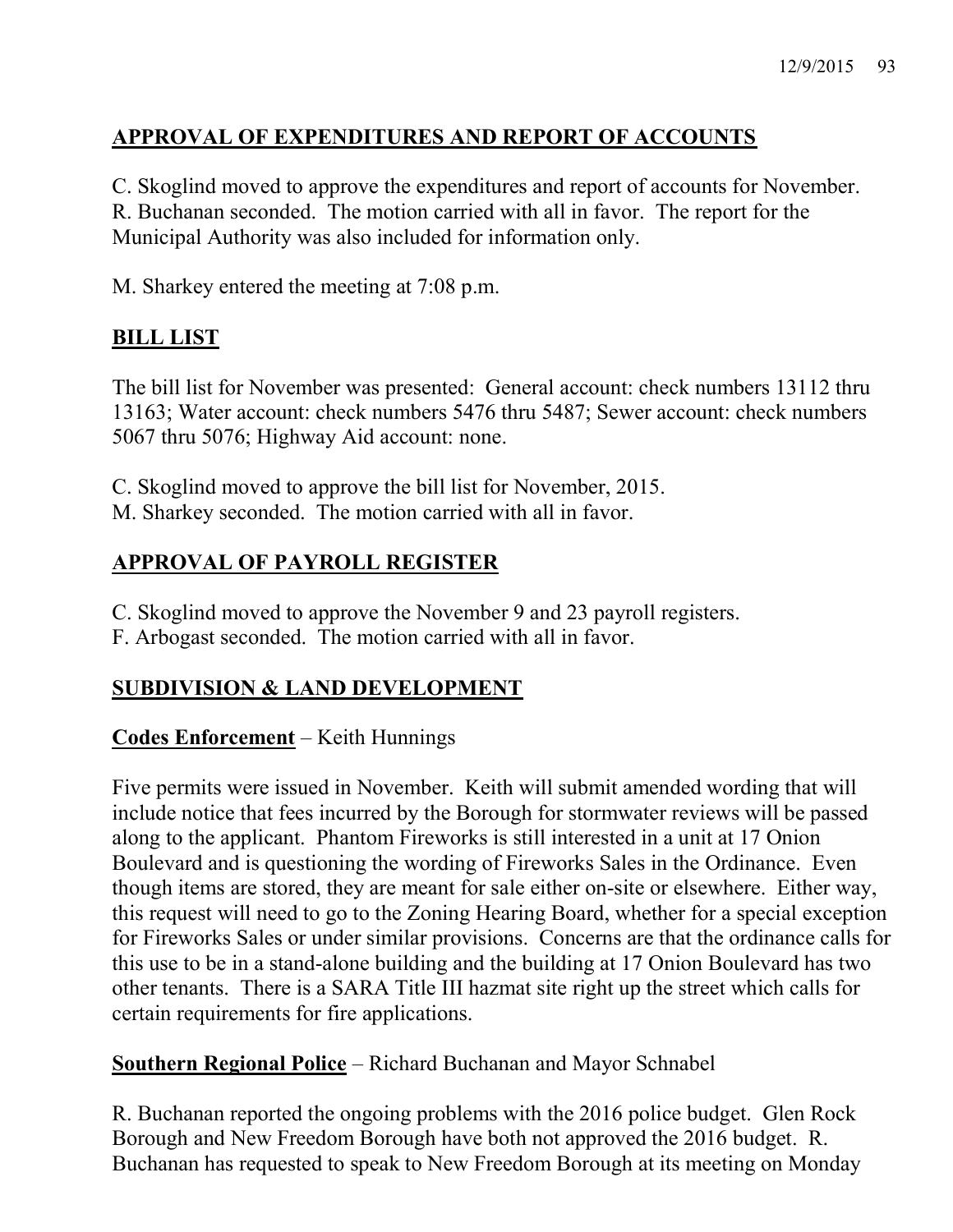## APPROVAL OF EXPENDITURES AND REPORT OF ACCOUNTS

C. Skoglind moved to approve the expenditures and report of accounts for November. R. Buchanan seconded. The motion carried with all in favor. The report for the Municipal Authority was also included for information only.

M. Sharkey entered the meeting at 7:08 p.m.

## BILL LIST

The bill list for November was presented: General account: check numbers 13112 thru 13163; Water account: check numbers 5476 thru 5487; Sewer account: check numbers 5067 thru 5076; Highway Aid account: none.

C. Skoglind moved to approve the bill list for November, 2015.
M. Sharkey seconded. The motion carried with all in favor.

## APPROVAL OF PAYROLL REGISTER

C. Skoglind moved to approve the November 9 and 23 payroll registers.
F. Arbogast seconded. The motion carried with all in favor.

## SUBDIVISION & LAND DEVELOPMENT

**Codes Enforcement** – Keith Hunnings

Five permits were issued in November. Keith will submit amended wording that will include notice that fees incurred by the Borough for stormwater reviews will be passed along to the applicant. Phantom Fireworks is still interested in a unit at 17 Onion Boulevard and is questioning the wording of Fireworks Sales in the Ordinance. Even though items are stored, they are meant for sale either on-site or elsewhere. Either way, this request will need to go to the Zoning Hearing Board, whether for a special exception for Fireworks Sales or under similar provisions. Concerns are that the ordinance calls for this use to be in a stand-alone building and the building at 17 Onion Boulevard has two other tenants. There is a SARA Title III hazmat site right up the street which calls for certain requirements for fire applications.

**Southern Regional Police** – Richard Buchanan and Mayor Schnabel

R. Buchanan reported the ongoing problems with the 2016 police budget. Glen Rock Borough and New Freedom Borough have both not approved the 2016 budget. R. Buchanan has requested to speak to New Freedom Borough at its meeting on Monday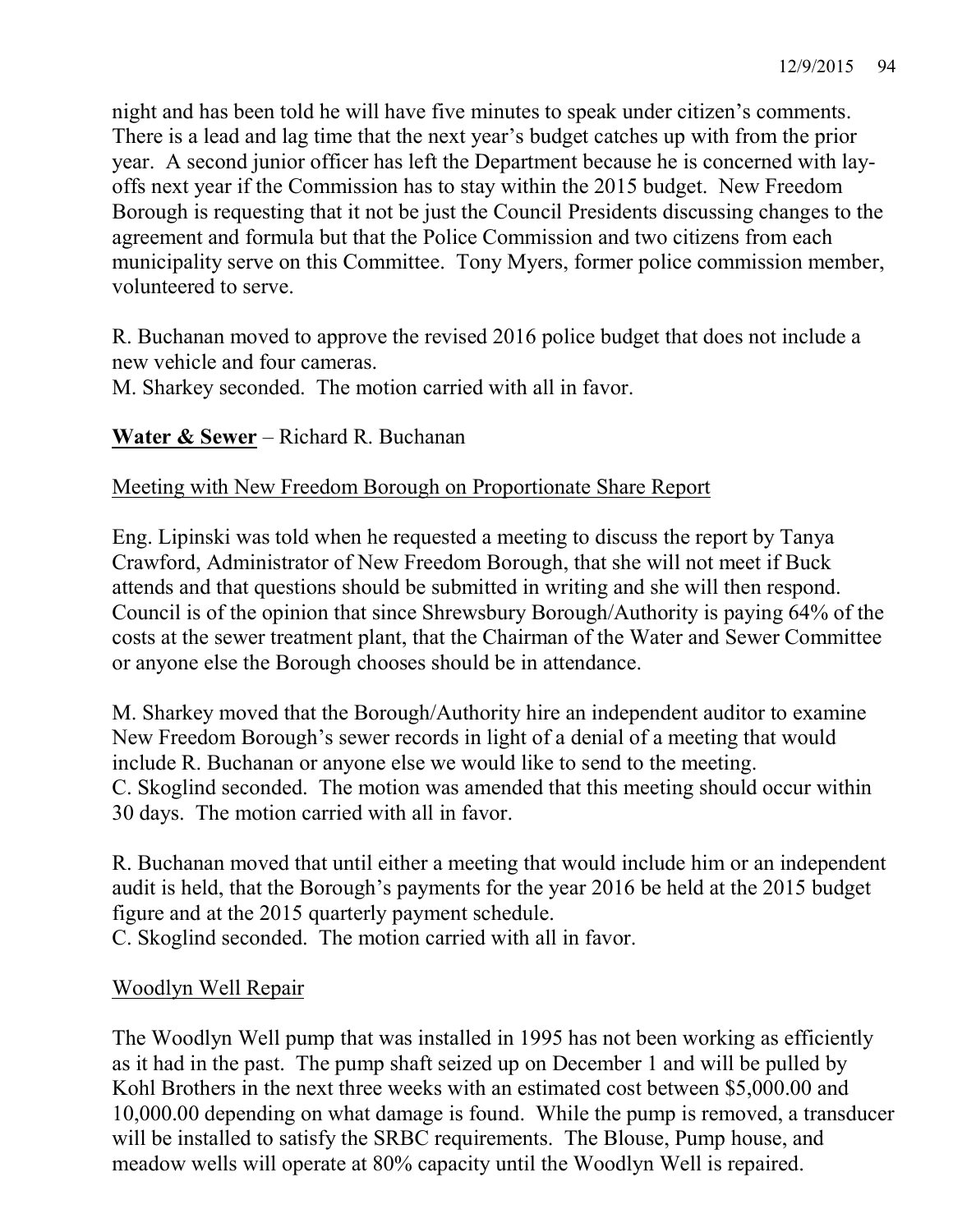night and has been told he will have five minutes to speak under citizen's comments. There is a lead and lag time that the next year's budget catches up with from the prior year. A second junior officer has left the Department because he is concerned with lay-offs next year if the Commission has to stay within the 2015 budget. New Freedom Borough is requesting that it not be just the Council Presidents discussing changes to the agreement and formula but that the Police Commission and two citizens from each municipality serve on this Committee. Tony Myers, former police commission member, volunteered to serve.

R. Buchanan moved to approve the revised 2016 police budget that does not include a new vehicle and four cameras.
M. Sharkey seconded. The motion carried with all in favor.

**Water & Sewer** – Richard R. Buchanan

Meeting with New Freedom Borough on Proportionate Share Report

Eng. Lipinski was told when he requested a meeting to discuss the report by Tanya Crawford, Administrator of New Freedom Borough, that she will not meet if Buck attends and that questions should be submitted in writing and she will then respond. Council is of the opinion that since Shrewsbury Borough/Authority is paying 64% of the costs at the sewer treatment plant, that the Chairman of the Water and Sewer Committee or anyone else the Borough chooses should be in attendance.

M. Sharkey moved that the Borough/Authority hire an independent auditor to examine New Freedom Borough's sewer records in light of a denial of a meeting that would include R. Buchanan or anyone else we would like to send to the meeting.
C. Skoglind seconded. The motion was amended that this meeting should occur within 30 days. The motion carried with all in favor.

R. Buchanan moved that until either a meeting that would include him or an independent audit is held, that the Borough's payments for the year 2016 be held at the 2015 budget figure and at the 2015 quarterly payment schedule.
C. Skoglind seconded. The motion carried with all in favor.

Woodlyn Well Repair

The Woodlyn Well pump that was installed in 1995 has not been working as efficiently as it had in the past. The pump shaft seized up on December 1 and will be pulled by Kohl Brothers in the next three weeks with an estimated cost between $5,000.00 and 10,000.00 depending on what damage is found. While the pump is removed, a transducer will be installed to satisfy the SRBC requirements. The Blouse, Pump house, and meadow wells will operate at 80% capacity until the Woodlyn Well is repaired.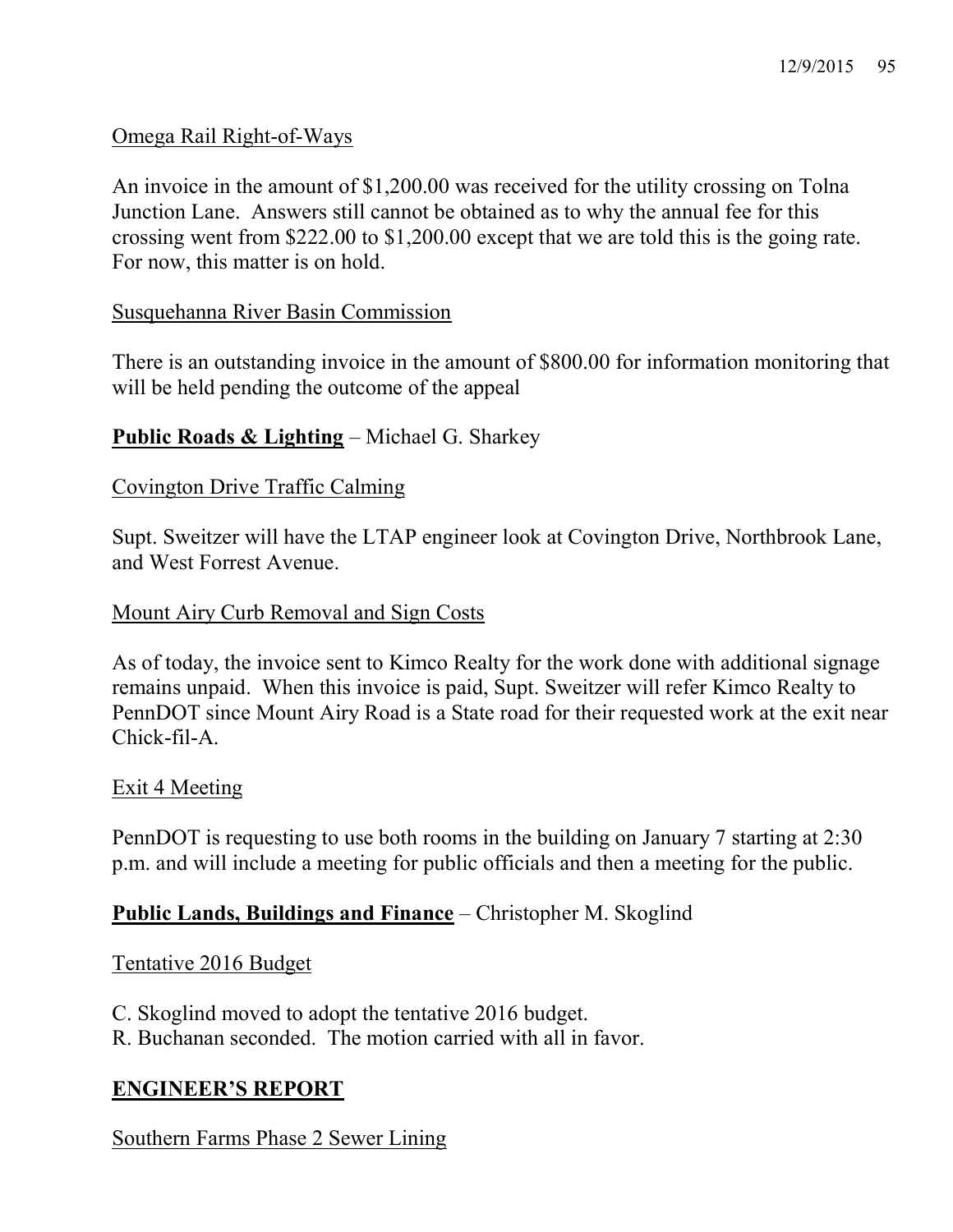Omega Rail Right-of-Ways

An invoice in the amount of $1,200.00 was received for the utility crossing on Tolna Junction Lane. Answers still cannot be obtained as to why the annual fee for this crossing went from $222.00 to $1,200.00 except that we are told this is the going rate. For now, this matter is on hold.

Susquehanna River Basin Commission

There is an outstanding invoice in the amount of $800.00 for information monitoring that will be held pending the outcome of the appeal

**Public Roads & Lighting** – Michael G. Sharkey

Covington Drive Traffic Calming

Supt. Sweitzer will have the LTAP engineer look at Covington Drive, Northbrook Lane, and West Forrest Avenue.

Mount Airy Curb Removal and Sign Costs

As of today, the invoice sent to Kimco Realty for the work done with additional signage remains unpaid. When this invoice is paid, Supt. Sweitzer will refer Kimco Realty to PennDOT since Mount Airy Road is a State road for their requested work at the exit near Chick-fil-A.

Exit 4 Meeting

PennDOT is requesting to use both rooms in the building on January 7 starting at 2:30 p.m. and will include a meeting for public officials and then a meeting for the public.

**Public Lands, Buildings and Finance** – Christopher M. Skoglind

Tentative 2016 Budget

C. Skoglind moved to adopt the tentative 2016 budget.
R. Buchanan seconded. The motion carried with all in favor.

## ENGINEER'S REPORT

Southern Farms Phase 2 Sewer Lining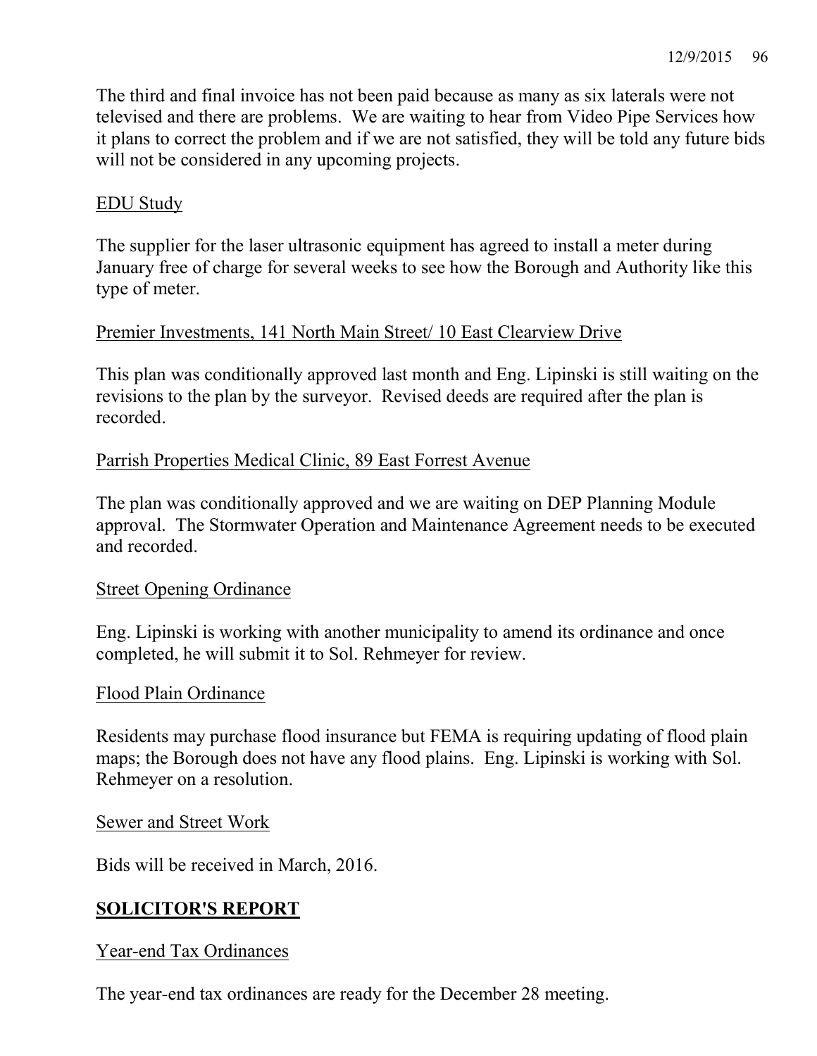The third and final invoice has not been paid because as many as six laterals were not televised and there are problems. We are waiting to hear from Video Pipe Services how it plans to correct the problem and if we are not satisfied, they will be told any future bids will not be considered in any upcoming projects.

EDU Study

The supplier for the laser ultrasonic equipment has agreed to install a meter during January free of charge for several weeks to see how the Borough and Authority like this type of meter.

Premier Investments, 141 North Main Street/ 10 East Clearview Drive

This plan was conditionally approved last month and Eng. Lipinski is still waiting on the revisions to the plan by the surveyor. Revised deeds are required after the plan is recorded.

Parrish Properties Medical Clinic, 89 East Forrest Avenue

The plan was conditionally approved and we are waiting on DEP Planning Module approval. The Stormwater Operation and Maintenance Agreement needs to be executed and recorded.

Street Opening Ordinance

Eng. Lipinski is working with another municipality to amend its ordinance and once completed, he will submit it to Sol. Rehmeyer for review.

Flood Plain Ordinance

Residents may purchase flood insurance but FEMA is requiring updating of flood plain maps; the Borough does not have any flood plains. Eng. Lipinski is working with Sol. Rehmeyer on a resolution.

Sewer and Street Work

Bids will be received in March, 2016.

## SOLICITOR'S REPORT

Year-end Tax Ordinances

The year-end tax ordinances are ready for the December 28 meeting.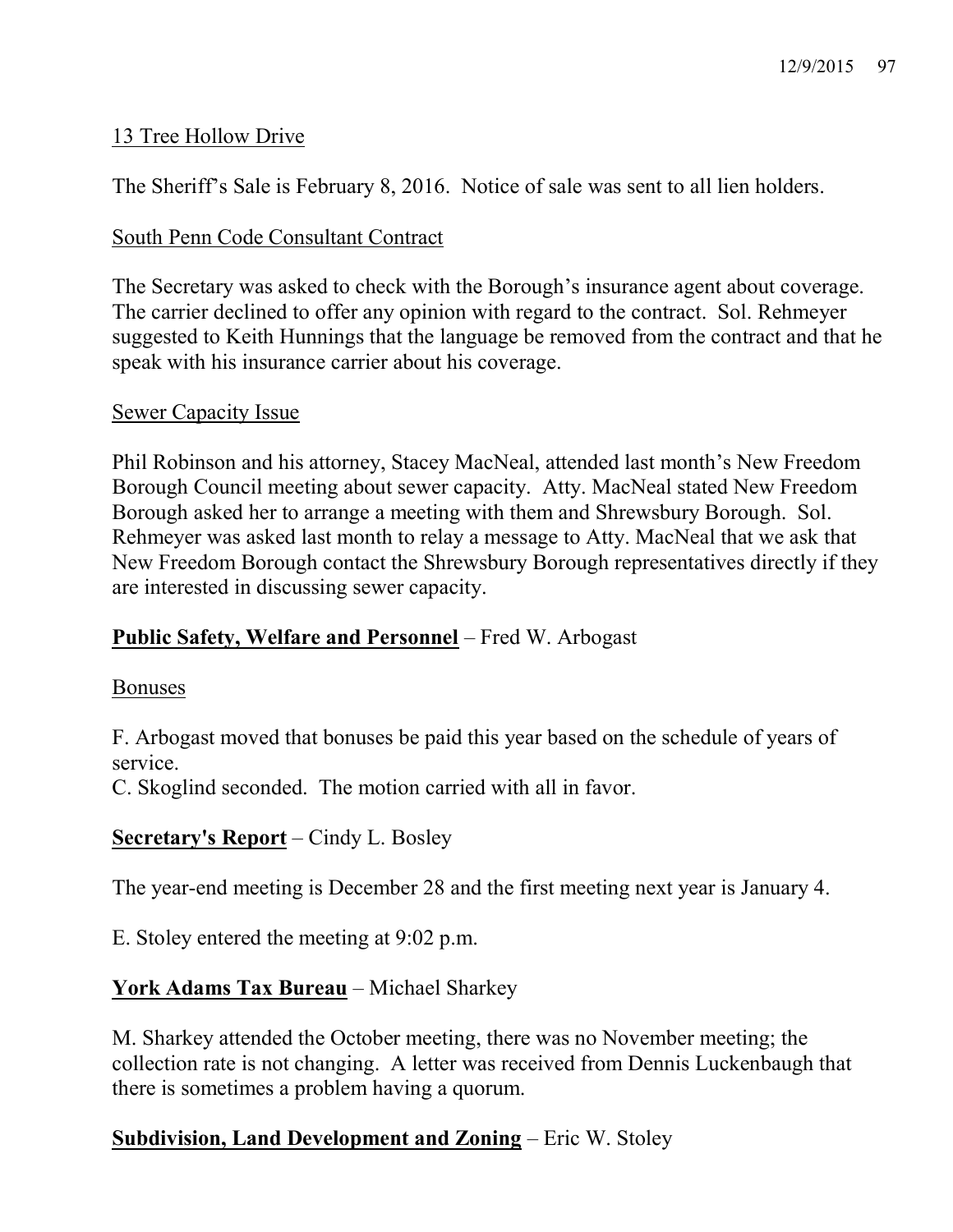13 Tree Hollow Drive

The Sheriff's Sale is February 8, 2016. Notice of sale was sent to all lien holders.

South Penn Code Consultant Contract

The Secretary was asked to check with the Borough's insurance agent about coverage. The carrier declined to offer any opinion with regard to the contract. Sol. Rehmeyer suggested to Keith Hunnings that the language be removed from the contract and that he speak with his insurance carrier about his coverage.

Sewer Capacity Issue

Phil Robinson and his attorney, Stacey MacNeal, attended last month's New Freedom Borough Council meeting about sewer capacity. Atty. MacNeal stated New Freedom Borough asked her to arrange a meeting with them and Shrewsbury Borough. Sol. Rehmeyer was asked last month to relay a message to Atty. MacNeal that we ask that New Freedom Borough contact the Shrewsbury Borough representatives directly if they are interested in discussing sewer capacity.

**Public Safety, Welfare and Personnel** – Fred W. Arbogast

Bonuses

F. Arbogast moved that bonuses be paid this year based on the schedule of years of service.
C. Skoglind seconded. The motion carried with all in favor.

**Secretary's Report** – Cindy L. Bosley

The year-end meeting is December 28 and the first meeting next year is January 4.

E. Stoley entered the meeting at 9:02 p.m.

**York Adams Tax Bureau** – Michael Sharkey

M. Sharkey attended the October meeting, there was no November meeting; the collection rate is not changing. A letter was received from Dennis Luckenbaugh that there is sometimes a problem having a quorum.

**Subdivision, Land Development and Zoning** – Eric W. Stoley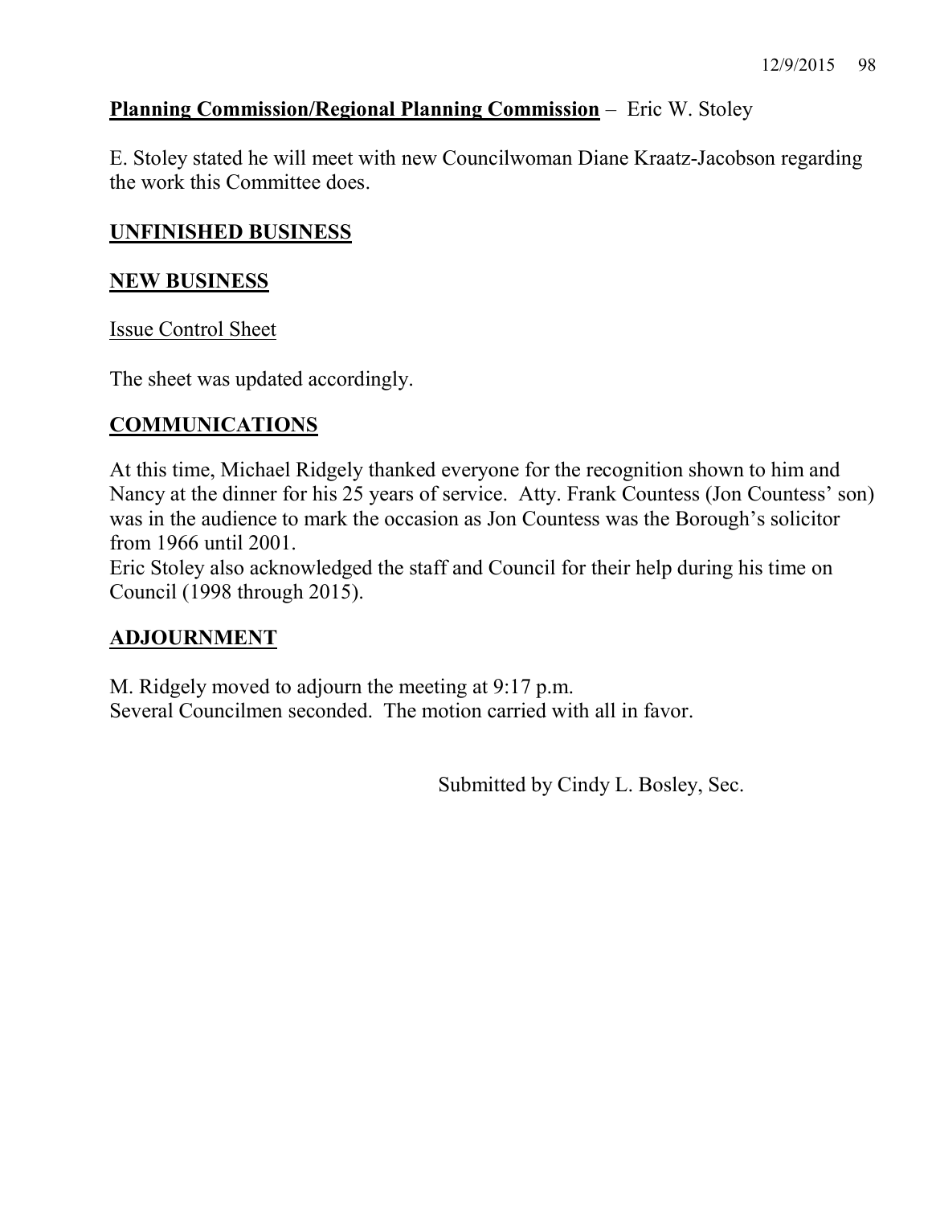**Planning Commission/Regional Planning Commission** – Eric W. Stoley

E. Stoley stated he will meet with new Councilwoman Diane Kraatz-Jacobson regarding the work this Committee does.

## UNFINISHED BUSINESS

## NEW BUSINESS

Issue Control Sheet

The sheet was updated accordingly.

## COMMUNICATIONS

At this time, Michael Ridgely thanked everyone for the recognition shown to him and Nancy at the dinner for his 25 years of service. Atty. Frank Countess (Jon Countess' son) was in the audience to mark the occasion as Jon Countess was the Borough's solicitor from 1966 until 2001.
Eric Stoley also acknowledged the staff and Council for their help during his time on Council (1998 through 2015).

## ADJOURNMENT

M. Ridgely moved to adjourn the meeting at 9:17 p.m.
Several Councilmen seconded. The motion carried with all in favor.

Submitted by Cindy L. Bosley, Sec.